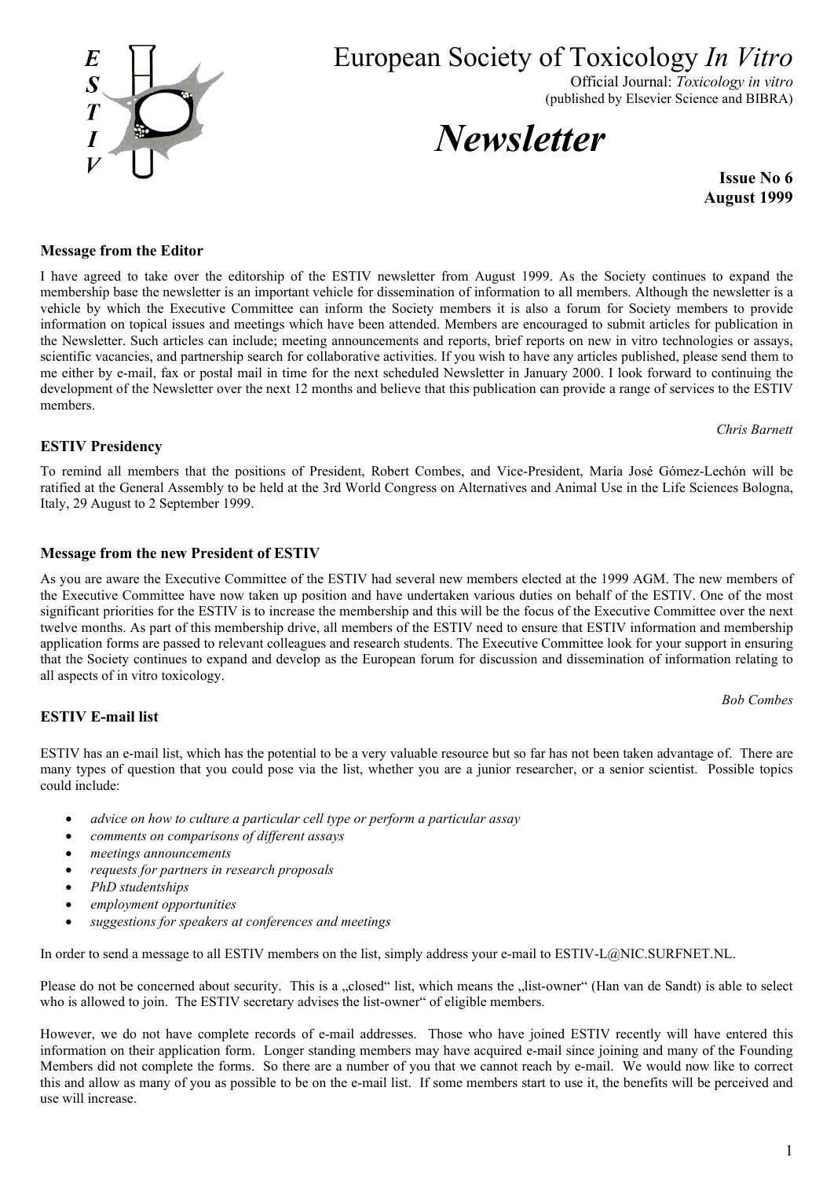# European Society of Toxicology *In Vitro*

Official Journal: *Toxicology in vitro*
(published by Elsevier Science and BIBRA)

# *Newsletter*

**Issue No 6**
**August 1999**

### Message from the Editor

I have agreed to take over the editorship of the ESTIV newsletter from August 1999. As the Society continues to expand the membership base the newsletter is an important vehicle for dissemination of information to all members. Although the newsletter is a vehicle by which the Executive Committee can inform the Society members it is also a forum for Society members to provide information on topical issues and meetings which have been attended. Members are encouraged to submit articles for publication in the Newsletter. Such articles can include; meeting announcements and reports, brief reports on new in vitro technologies or assays, scientific vacancies, and partnership search for collaborative activities. If you wish to have any articles published, please send them to me either by e-mail, fax or postal mail in time for the next scheduled Newsletter in January 2000. I look forward to continuing the development of the Newsletter over the next 12 months and believe that this publication can provide a range of services to the ESTIV members.

*Chris Barnett*

### ESTIV Presidency

To remind all members that the positions of President, Robert Combes, and Vice-President, María José Gómez-Lechón will be ratified at the General Assembly to be held at the 3rd World Congress on Alternatives and Animal Use in the Life Sciences Bologna, Italy, 29 August to 2 September 1999.

### Message from the new President of ESTIV

As you are aware the Executive Committee of the ESTIV had several new members elected at the 1999 AGM. The new members of the Executive Committee have now taken up position and have undertaken various duties on behalf of the ESTIV. One of the most significant priorities for the ESTIV is to increase the membership and this will be the focus of the Executive Committee over the next twelve months. As part of this membership drive, all members of the ESTIV need to ensure that ESTIV information and membership application forms are passed to relevant colleagues and research students. The Executive Committee look for your support in ensuring that the Society continues to expand and develop as the European forum for discussion and dissemination of information relating to all aspects of in vitro toxicology.

*Bob Combes*

### ESTIV E-mail list

ESTIV has an e-mail list, which has the potential to be a very valuable resource but so far has not been taken advantage of. There are many types of question that you could pose via the list, whether you are a junior researcher, or a senior scientist. Possible topics could include:

- *advice on how to culture a particular cell type or perform a particular assay*
- *comments on comparisons of different assays*
- *meetings announcements*
- *requests for partners in research proposals*
- *PhD studentships*
- *employment opportunities*
- *suggestions for speakers at conferences and meetings*

In order to send a message to all ESTIV members on the list, simply address your e-mail to ESTIV-L@NIC.SURFNET.NL.

Please do not be concerned about security. This is a „closed“ list, which means the „list-owner“ (Han van de Sandt) is able to select who is allowed to join. The ESTIV secretary advises the list-owner“ of eligible members.

However, we do not have complete records of e-mail addresses. Those who have joined ESTIV recently will have entered this information on their application form. Longer standing members may have acquired e-mail since joining and many of the Founding Members did not complete the forms. So there are a number of you that we cannot reach by e-mail. We would now like to correct this and allow as many of you as possible to be on the e-mail list. If some members start to use it, the benefits will be perceived and use will increase.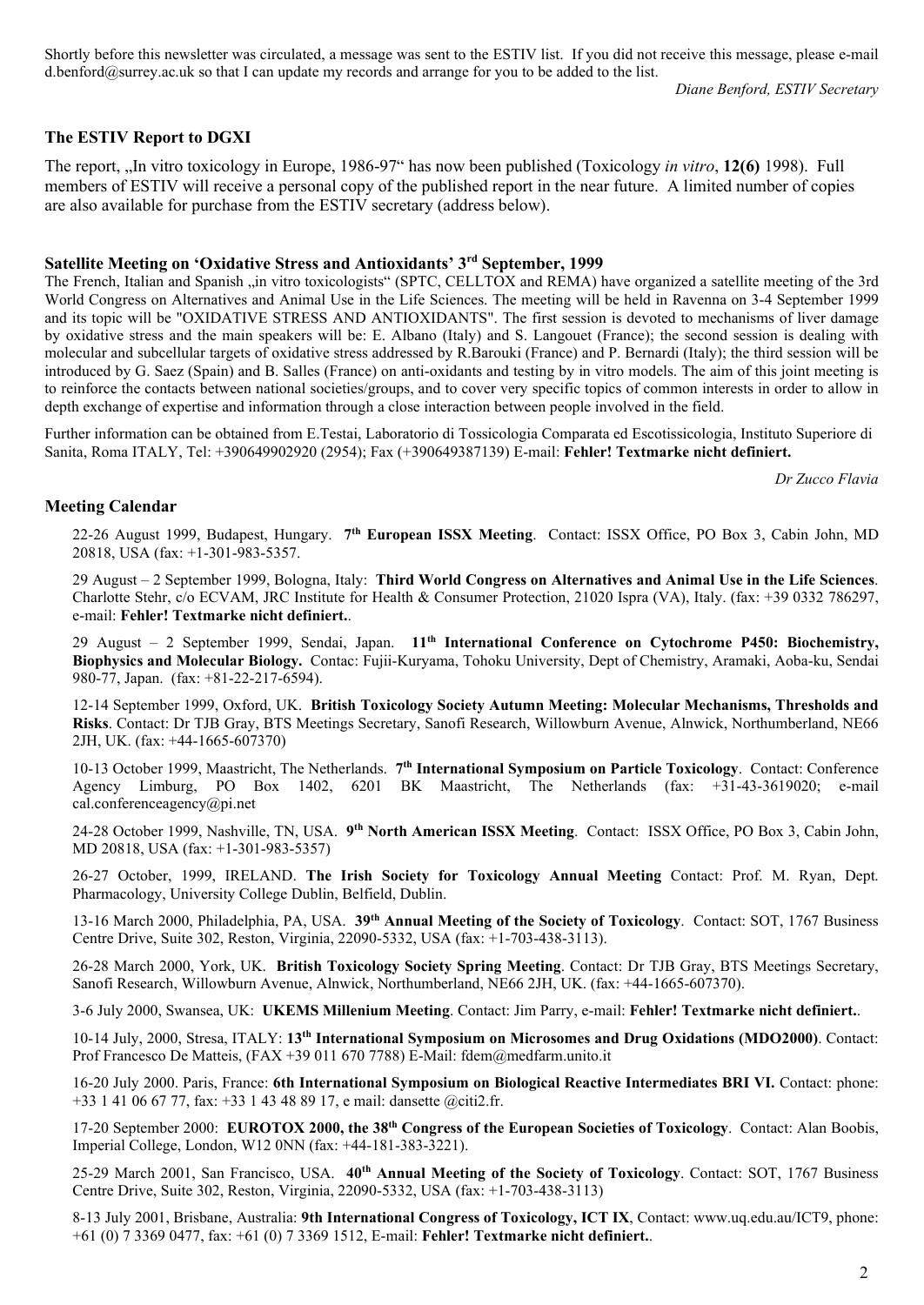Shortly before this newsletter was circulated, a message was sent to the ESTIV list. If you did not receive this message, please e-mail d.benford@surrey.ac.uk so that I can update my records and arrange for you to be added to the list.

*Diane Benford, ESTIV Secretary*

### The ESTIV Report to DGXI

The report, „In vitro toxicology in Europe, 1986-97" has now been published (Toxicology *in vitro*, **12(6)** 1998). Full members of ESTIV will receive a personal copy of the published report in the near future. A limited number of copies are also available for purchase from the ESTIV secretary (address below).

### Satellite Meeting on 'Oxidative Stress and Antioxidants' 3rd September, 1999

The French, Italian and Spanish „in vitro toxicologists" (SPTC, CELLTOX and REMA) have organized a satellite meeting of the 3rd World Congress on Alternatives and Animal Use in the Life Sciences. The meeting will be held in Ravenna on 3-4 September 1999 and its topic will be "OXIDATIVE STRESS AND ANTIOXIDANTS". The first session is devoted to mechanisms of liver damage by oxidative stress and the main speakers will be: E. Albano (Italy) and S. Langouet (France); the second session is dealing with molecular and subcellular targets of oxidative stress addressed by R.Barouki (France) and P. Bernardi (Italy); the third session will be introduced by G. Saez (Spain) and B. Salles (France) on anti-oxidants and testing by in vitro models. The aim of this joint meeting is to reinforce the contacts between national societies/groups, and to cover very specific topics of common interests in order to allow in depth exchange of expertise and information through a close interaction between people involved in the field.

Further information can be obtained from E.Testai, Laboratorio di Tossicologia Comparata ed Escotissicologia, Instituto Superiore di Sanita, Roma ITALY, Tel: +390649902920 (2954); Fax (+390649387139) E-mail: **Fehler! Textmarke nicht definiert.**

*Dr Zucco Flavia*

### Meeting Calendar

22-26 August 1999, Budapest, Hungary. **7th European ISSX Meeting**. Contact: ISSX Office, PO Box 3, Cabin John, MD 20818, USA (fax: +1-301-983-5357.

29 August – 2 September 1999, Bologna, Italy: **Third World Congress on Alternatives and Animal Use in the Life Sciences**. Charlotte Stehr, c/o ECVAM, JRC Institute for Health & Consumer Protection, 21020 Ispra (VA), Italy. (fax: +39 0332 786297, e-mail: **Fehler! Textmarke nicht definiert.**.

29 August – 2 September 1999, Sendai, Japan. **11th International Conference on Cytochrome P450: Biochemistry, Biophysics and Molecular Biology.** Contac: Fujii-Kuryama, Tohoku University, Dept of Chemistry, Aramaki, Aoba-ku, Sendai 980-77, Japan. (fax: +81-22-217-6594).

12-14 September 1999, Oxford, UK. **British Toxicology Society Autumn Meeting: Molecular Mechanisms, Thresholds and Risks**. Contact: Dr TJB Gray, BTS Meetings Secretary, Sanofi Research, Willowburn Avenue, Alnwick, Northumberland, NE66 2JH, UK. (fax: +44-1665-607370)

10-13 October 1999, Maastricht, The Netherlands. **7th International Symposium on Particle Toxicology**. Contact: Conference Agency Limburg, PO Box 1402, 6201 BK Maastricht, The Netherlands (fax: +31-43-3619020; e-mail cal.conferenceagency@pi.net

24-28 October 1999, Nashville, TN, USA. **9th North American ISSX Meeting**. Contact: ISSX Office, PO Box 3, Cabin John, MD 20818, USA (fax: +1-301-983-5357)

26-27 October, 1999, IRELAND. **The Irish Society for Toxicology Annual Meeting** Contact: Prof. M. Ryan, Dept. Pharmacology, University College Dublin, Belfield, Dublin.

13-16 March 2000, Philadelphia, PA, USA. **39th Annual Meeting of the Society of Toxicology**. Contact: SOT, 1767 Business Centre Drive, Suite 302, Reston, Virginia, 22090-5332, USA (fax: +1-703-438-3113).

26-28 March 2000, York, UK. **British Toxicology Society Spring Meeting**. Contact: Dr TJB Gray, BTS Meetings Secretary, Sanofi Research, Willowburn Avenue, Alnwick, Northumberland, NE66 2JH, UK. (fax: +44-1665-607370).

3-6 July 2000, Swansea, UK: **UKEMS Millenium Meeting**. Contact: Jim Parry, e-mail: **Fehler! Textmarke nicht definiert.**.

10-14 July, 2000, Stresa, ITALY: **13th International Symposium on Microsomes and Drug Oxidations (MDO2000)**. Contact: Prof Francesco De Matteis, (FAX +39 011 670 7788) E-Mail: fdem@medfarm.unito.it

16-20 July 2000. Paris, France: **6th International Symposium on Biological Reactive Intermediates BRI VI.** Contact: phone: +33 1 41 06 67 77, fax: +33 1 43 48 89 17, e mail: dansette @citi2.fr.

17-20 September 2000: **EUROTOX 2000, the 38th Congress of the European Societies of Toxicology**. Contact: Alan Boobis, Imperial College, London, W12 0NN (fax: +44-181-383-3221).

25-29 March 2001, San Francisco, USA. **40th Annual Meeting of the Society of Toxicology**. Contact: SOT, 1767 Business Centre Drive, Suite 302, Reston, Virginia, 22090-5332, USA (fax: +1-703-438-3113)

8-13 July 2001, Brisbane, Australia: **9th International Congress of Toxicology, ICT IX**, Contact: www.uq.edu.au/ICT9, phone: +61 (0) 7 3369 0477, fax: +61 (0) 7 3369 1512, E-mail: **Fehler! Textmarke nicht definiert.**.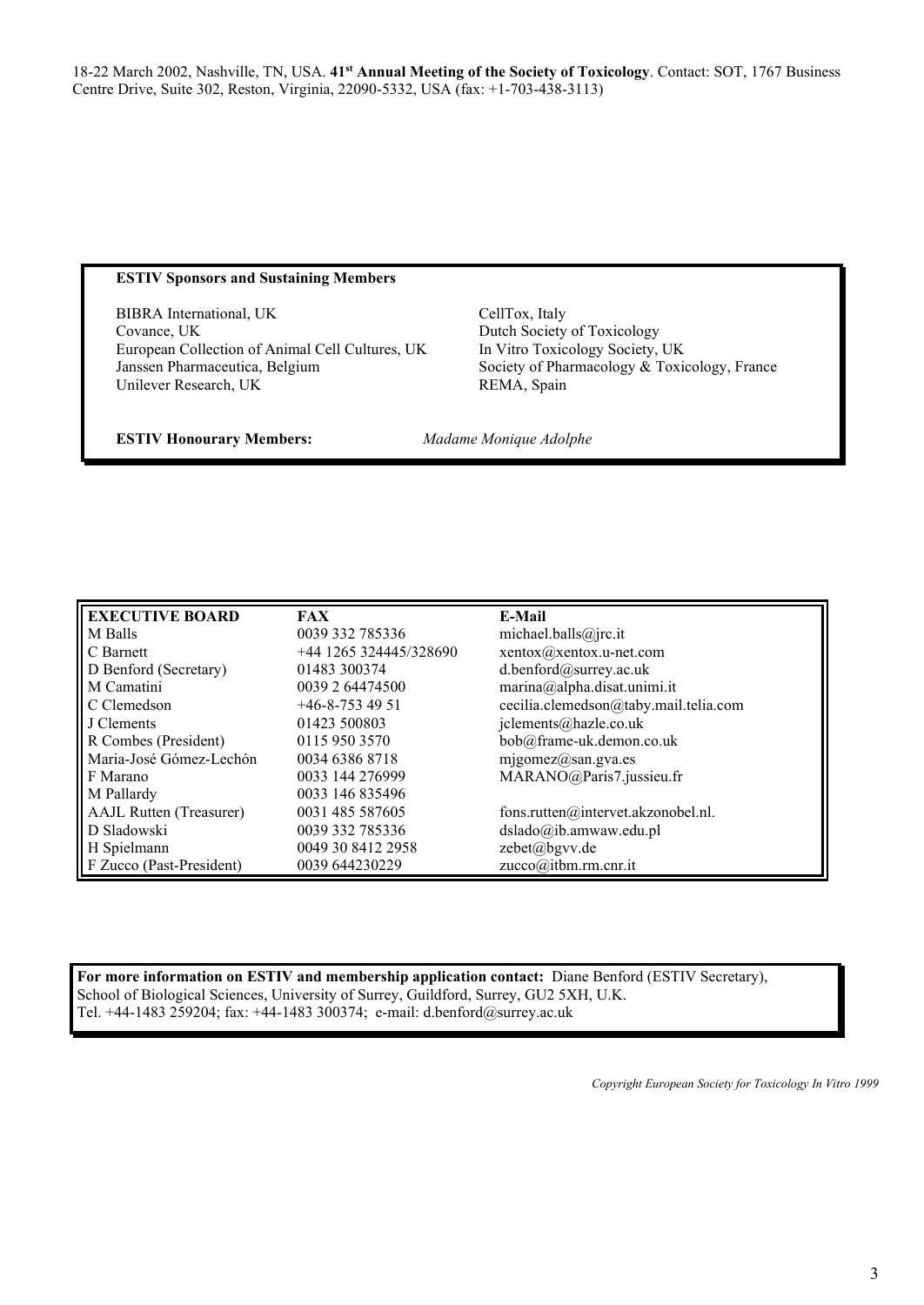18-22 March 2002, Nashville, TN, USA. **41st Annual Meeting of the Society of Toxicology**. Contact: SOT, 1767 Business Centre Drive, Suite 302, Reston, Virginia, 22090-5332, USA (fax: +1-703-438-3113)

**ESTIV Sponsors and Sustaining Members**

BIBRA International, UK
Covance, UK
European Collection of Animal Cell Cultures, UK
Janssen Pharmaceutica, Belgium
Unilever Research, UK
CellTox, Italy
Dutch Society of Toxicology
In Vitro Toxicology Society, UK
Society of Pharmacology & Toxicology, France
REMA, Spain

**ESTIV Honourary Members:** *Madame Monique Adolphe*

| EXECUTIVE BOARD | FAX | E-Mail |
|---|---|---|
| M Balls | 0039 332 785336 | michael.balls@jrc.it |
| C Barnett | +44 1265 324445/328690 | xentox@xentox.u-net.com |
| D Benford (Secretary) | 01483 300374 | d.benford@surrey.ac.uk |
| M Camatini | 0039 2 64474500 | marina@alpha.disat.unimi.it |
| C Clemedson | +46-8-753 49 51 | cecilia.clemedson@taby.mail.telia.com |
| J Clements | 01423 500803 | jclements@hazle.co.uk |
| R Combes (President) | 0115 950 3570 | bob@frame-uk.demon.co.uk |
| Maria-José Gómez-Lechón | 0034 6386 8718 | mjgomez@san.gva.es |
| F Marano | 0033 144 276999 | MARANO@Paris7.jussieu.fr |
| M Pallardy | 0033 146 835496 | |
| AAJL Rutten (Treasurer) | 0031 485 587605 | fons.rutten@intervet.akzonobel.nl. |
| D Sladowski | 0039 332 785336 | dslado@ib.amwaw.edu.pl |
| H Spielmann | 0049 30 8412 2958 | zebet@bgvv.de |
| F Zucco (Past-President) | 0039 644230229 | zucco@itbm.rm.cnr.it |

**For more information on ESTIV and membership application contact:** Diane Benford (ESTIV Secretary), School of Biological Sciences, University of Surrey, Guildford, Surrey, GU2 5XH, U.K.
Tel. +44-1483 259204; fax: +44-1483 300374; e-mail: d.benford@surrey.ac.uk

*Copyright European Society for Toxicology In Vitro 1999*